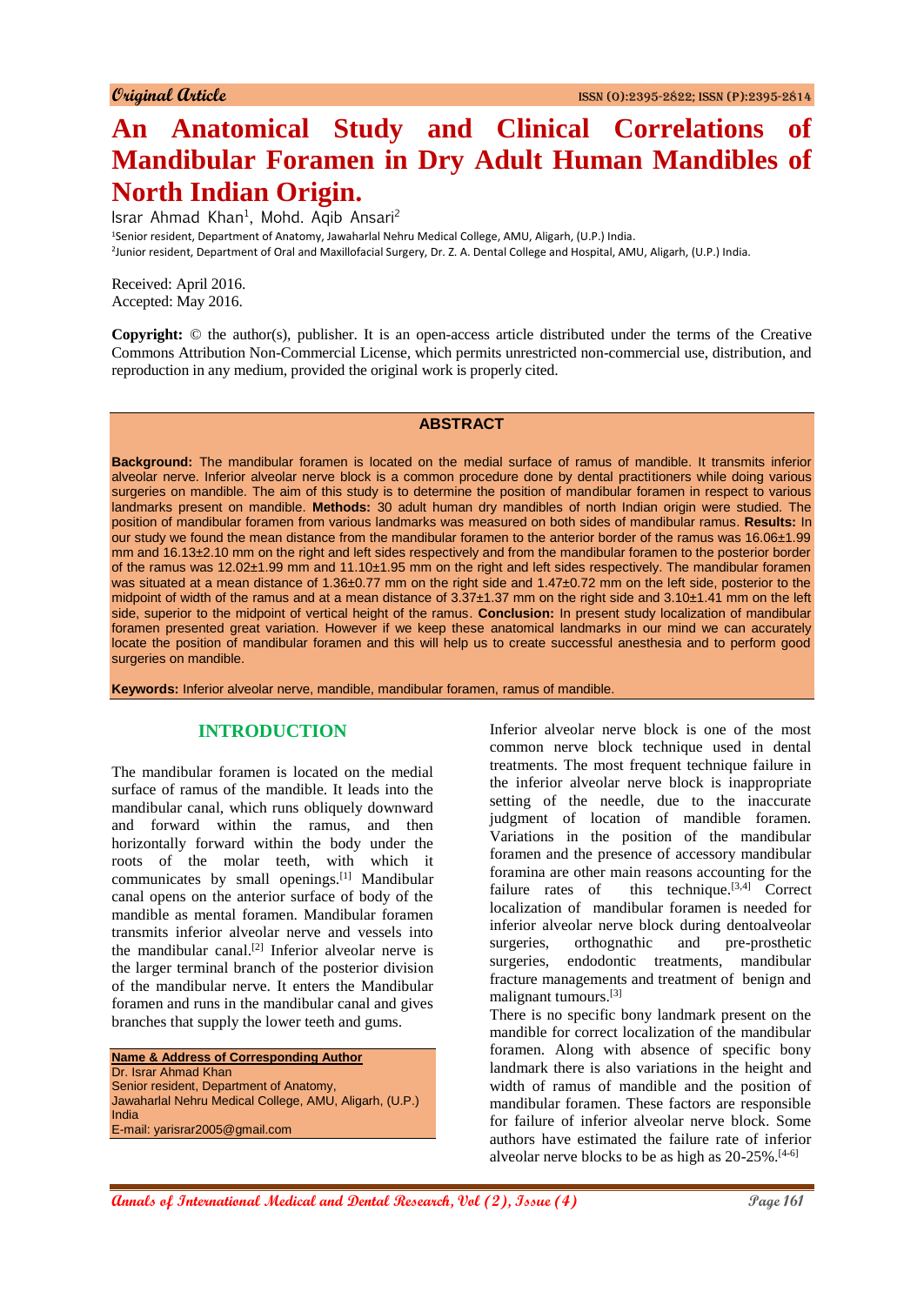Original Article

# An Anatomical Study and Clinical Correlations of Mandibular Foramen in Dry Adult Human Mandibles of North Indian Origin.

Israr Ahmad Khan[1], Mohd. Aqib Ansari[2]

[1]Senior resident, Department of Anatomy, Jawaharlal Nehru Medical College, AMU, Aligarh, (U.P.) India.
[2]Junior resident, Department of Oral and Maxillofacial Surgery, Dr. Z. A. Dental College and Hospital, AMU, Aligarh, (U.P.) India.

Received: April 2016.
Accepted: May 2016.

**Copyright:** © the author(s), publisher. It is an open-access article distributed under the terms of the Creative Commons Attribution Non-Commercial License, which permits unrestricted non-commercial use, distribution, and reproduction in any medium, provided the original work is properly cited.

## ABSTRACT

**Background:** The mandibular foramen is located on the medial surface of ramus of mandible. It transmits inferior alveolar nerve. Inferior alveolar nerve block is a common procedure done by dental practitioners while doing various surgeries on mandible. The aim of this study is to determine the position of mandibular foramen in respect to various landmarks present on mandible. **Methods:** 30 adult human dry mandibles of north Indian origin were studied. The position of mandibular foramen from various landmarks was measured on both sides of mandibular ramus. **Results:** In our study we found the mean distance from the mandibular foramen to the anterior border of the ramus was 16.06±1.99 mm and 16.13±2.10 mm on the right and left sides respectively and from the mandibular foramen to the posterior border of the ramus was 12.02±1.99 mm and 11.10±1.95 mm on the right and left sides respectively. The mandibular foramen was situated at a mean distance of 1.36±0.77 mm on the right side and 1.47±0.72 mm on the left side, posterior to the midpoint of width of the ramus and at a mean distance of 3.37±1.37 mm on the right side and 3.10±1.41 mm on the left side, superior to the midpoint of vertical height of the ramus. **Conclusion:** In present study localization of mandibular foramen presented great variation. However if we keep these anatomical landmarks in our mind we can accurately locate the position of mandibular foramen and this will help us to create successful anesthesia and to perform good surgeries on mandible.

**Keywords:** Inferior alveolar nerve, mandible, mandibular foramen, ramus of mandible.

## INTRODUCTION

The mandibular foramen is located on the medial surface of ramus of the mandible. It leads into the mandibular canal, which runs obliquely downward and forward within the ramus, and then horizontally forward within the body under the roots of the molar teeth, with which it communicates by small openings.[1] Mandibular canal opens on the anterior surface of body of the mandible as mental foramen. Mandibular foramen transmits inferior alveolar nerve and vessels into the mandibular canal.[2] Inferior alveolar nerve is the larger terminal branch of the posterior division of the mandibular nerve. It enters the Mandibular foramen and runs in the mandibular canal and gives branches that supply the lower teeth and gums.

**Name & Address of Corresponding Author**
Dr. Israr Ahmad Khan
Senior resident, Department of Anatomy,
Jawaharlal Nehru Medical College, AMU, Aligarh, (U.P.) India
E-mail: yarisrar2005@gmail.com

Inferior alveolar nerve block is one of the most common nerve block technique used in dental treatments. The most frequent technique failure in the inferior alveolar nerve block is inappropriate setting of the needle, due to the inaccurate judgment of location of mandible foramen. Variations in the position of the mandibular foramen and the presence of accessory mandibular foramina are other main reasons accounting for the failure rates of this technique.[3,4] Correct localization of mandibular foramen is needed for inferior alveolar nerve block during dentoalveolar surgeries, orthognathic and pre-prosthetic surgeries, endodontic treatments, mandibular fracture managements and treatment of benign and malignant tumours.[3]

There is no specific bony landmark present on the mandible for correct localization of the mandibular foramen. Along with absence of specific bony landmark there is also variations in the height and width of ramus of mandible and the position of mandibular foramen. These factors are responsible for failure of inferior alveolar nerve block. Some authors have estimated the failure rate of inferior alveolar nerve blocks to be as high as 20-25%.[4-6]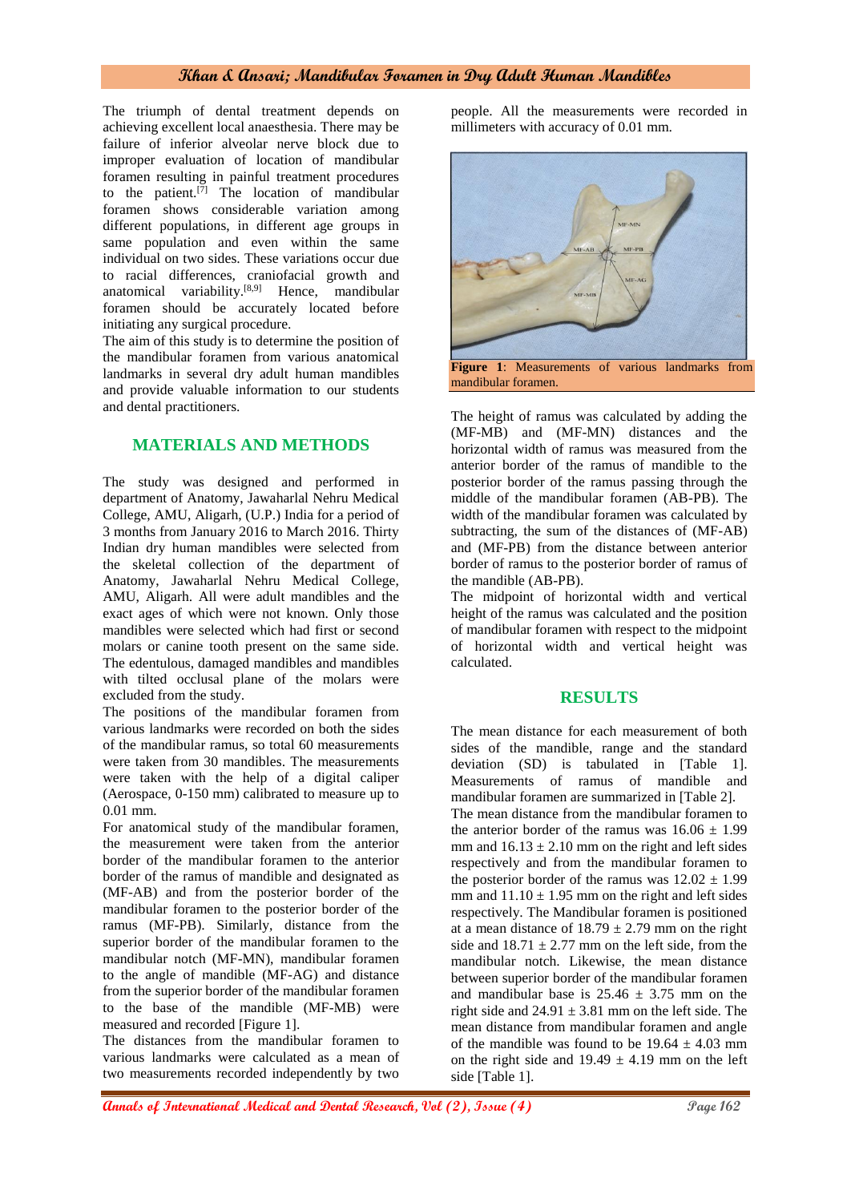The triumph of dental treatment depends on achieving excellent local anaesthesia. There may be failure of inferior alveolar nerve block due to improper evaluation of location of mandibular foramen resulting in painful treatment procedures to the patient.[7] The location of mandibular foramen shows considerable variation among different populations, in different age groups in same population and even within the same individual on two sides. These variations occur due to racial differences, craniofacial growth and anatomical variability.[8,9] Hence, mandibular foramen should be accurately located before initiating any surgical procedure.

The aim of this study is to determine the position of the mandibular foramen from various anatomical landmarks in several dry adult human mandibles and provide valuable information to our students and dental practitioners.

## MATERIALS AND METHODS

The study was designed and performed in department of Anatomy, Jawaharlal Nehru Medical College, AMU, Aligarh, (U.P.) India for a period of 3 months from January 2016 to March 2016. Thirty Indian dry human mandibles were selected from the skeletal collection of the department of Anatomy, Jawaharlal Nehru Medical College, AMU, Aligarh. All were adult mandibles and the exact ages of which were not known. Only those mandibles were selected which had first or second molars or canine tooth present on the same side. The edentulous, damaged mandibles and mandibles with tilted occlusal plane of the molars were excluded from the study.

The positions of the mandibular foramen from various landmarks were recorded on both the sides of the mandibular ramus, so total 60 measurements were taken from 30 mandibles. The measurements were taken with the help of a digital caliper (Aerospace, 0-150 mm) calibrated to measure up to 0.01 mm.

For anatomical study of the mandibular foramen, the measurement were taken from the anterior border of the mandibular foramen to the anterior border of the ramus of mandible and designated as (MF-AB) and from the posterior border of the mandibular foramen to the posterior border of the ramus (MF-PB). Similarly, distance from the superior border of the mandibular foramen to the mandibular notch (MF-MN), mandibular foramen to the angle of mandible (MF-AG) and distance from the superior border of the mandibular foramen to the base of the mandible (MF-MB) were measured and recorded [Figure 1].

The distances from the mandibular foramen to various landmarks were calculated as a mean of two measurements recorded independently by two people. All the measurements were recorded in millimeters with accuracy of 0.01 mm.

**Figure 1**: Measurements of various landmarks from mandibular foramen.

The height of ramus was calculated by adding the (MF-MB) and (MF-MN) distances and the horizontal width of ramus was measured from the anterior border of the ramus of mandible to the posterior border of the ramus passing through the middle of the mandibular foramen (AB-PB). The width of the mandibular foramen was calculated by subtracting, the sum of the distances of (MF-AB) and (MF-PB) from the distance between anterior border of ramus to the posterior border of ramus of the mandible (AB-PB).

The midpoint of horizontal width and vertical height of the ramus was calculated and the position of mandibular foramen with respect to the midpoint of horizontal width and vertical height was calculated.

## RESULTS

The mean distance for each measurement of both sides of the mandible, range and the standard deviation (SD) is tabulated in [Table 1]. Measurements of ramus of mandible and mandibular foramen are summarized in [Table 2].

The mean distance from the mandibular foramen to the anterior border of the ramus was 16.06 ± 1.99 mm and 16.13 ± 2.10 mm on the right and left sides respectively and from the mandibular foramen to the posterior border of the ramus was 12.02 ± 1.99 mm and 11.10 ± 1.95 mm on the right and left sides respectively. The Mandibular foramen is positioned at a mean distance of 18.79 ± 2.79 mm on the right side and 18.71 ± 2.77 mm on the left side, from the mandibular notch. Likewise, the mean distance between superior border of the mandibular foramen and mandibular base is 25.46 ± 3.75 mm on the right side and 24.91 ± 3.81 mm on the left side. The mean distance from mandibular foramen and angle of the mandible was found to be 19.64 ± 4.03 mm on the right side and 19.49 ± 4.19 mm on the left side [Table 1].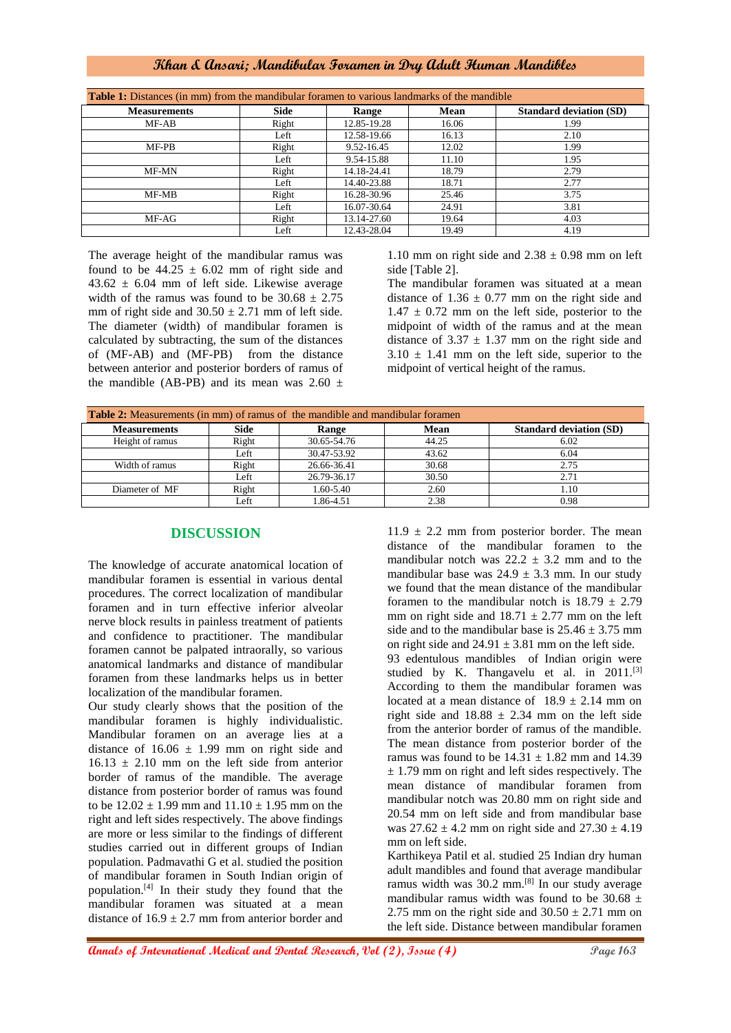**Table 1:** Distances (in mm) from the mandibular foramen to various landmarks of the mandible

| Measurements | Side | Range | Mean | Standard deviation (SD) |
|---|---|---|---|---|
| MF-AB | Right | 12.85-19.28 | 16.06 | 1.99 |
| | Left | 12.58-19.66 | 16.13 | 2.10 |
| MF-PB | Right | 9.52-16.45 | 12.02 | 1.99 |
| | Left | 9.54-15.88 | 11.10 | 1.95 |
| MF-MN | Right | 14.18-24.41 | 18.79 | 2.79 |
| | Left | 14.40-23.88 | 18.71 | 2.77 |
| MF-MB | Right | 16.28-30.96 | 25.46 | 3.75 |
| | Left | 16.07-30.64 | 24.91 | 3.81 |
| MF-AG | Right | 13.14-27.60 | 19.64 | 4.03 |
| | Left | 12.43-28.04 | 19.49 | 4.19 |

The average height of the mandibular ramus was found to be $44.25 \pm 6.02$ mm of right side and $43.62 \pm 6.04$ mm of left side. Likewise average width of the ramus was found to be $30.68 \pm 2.75$ mm of right side and $30.50 \pm 2.71$ mm of left side. The diameter (width) of mandibular foramen is calculated by subtracting, the sum of the distances of (MF-AB) and (MF-PB) from the distance between anterior and posterior borders of ramus of the mandible (AB-PB) and its mean was $2.60 \pm 1.10$ mm on right side and $2.38 \pm 0.98$ mm on left side [Table 2].

The mandibular foramen was situated at a mean distance of $1.36 \pm 0.77$ mm on the right side and $1.47 \pm 0.72$ mm on the left side, posterior to the midpoint of width of the ramus and at the mean distance of $3.37 \pm 1.37$ mm on the right side and $3.10 \pm 1.41$ mm on the left side, superior to the midpoint of vertical height of the ramus.

**Table 2:** Measurements (in mm) of ramus of the mandible and mandibular foramen

| Measurements | Side | Range | Mean | Standard deviation (SD) |
|---|---|---|---|---|
| Height of ramus | Right | 30.65-54.76 | 44.25 | 6.02 |
| | Left | 30.47-53.92 | 43.62 | 6.04 |
| Width of ramus | Right | 26.66-36.41 | 30.68 | 2.75 |
| | Left | 26.79-36.17 | 30.50 | 2.71 |
| Diameter of MF | Right | 1.60-5.40 | 2.60 | 1.10 |
| | Left | 1.86-4.51 | 2.38 | 0.98 |

## DISCUSSION

The knowledge of accurate anatomical location of mandibular foramen is essential in various dental procedures. The correct localization of mandibular foramen and in turn effective inferior alveolar nerve block results in painless treatment of patients and confidence to practitioner. The mandibular foramen cannot be palpated intraorally, so various anatomical landmarks and distance of mandibular foramen from these landmarks helps us in better localization of the mandibular foramen.

Our study clearly shows that the position of the mandibular foramen is highly individualistic. Mandibular foramen on an average lies at a distance of $16.06 \pm 1.99$ mm on right side and $16.13 \pm 2.10$ mm on the left side from anterior border of ramus of the mandible. The average distance from posterior border of ramus was found to be $12.02 \pm 1.99$ mm and $11.10 \pm 1.95$ mm on the right and left sides respectively. The above findings are more or less similar to the findings of different studies carried out in different groups of Indian population. Padmavathi G et al. studied the position of mandibular foramen in South Indian origin of population.[4] In their study they found that the mandibular foramen was situated at a mean distance of $16.9 \pm 2.7$ mm from anterior border and $11.9 \pm 2.2$ mm from posterior border. The mean distance of the mandibular foramen to the mandibular notch was $22.2 \pm 3.2$ mm and to the mandibular base was $24.9 \pm 3.3$ mm. In our study we found that the mean distance of the mandibular foramen to the mandibular notch is $18.79 \pm 2.79$ mm on right side and $18.71 \pm 2.77$ mm on the left side and to the mandibular base is $25.46 \pm 3.75$ mm on right side and $24.91 \pm 3.81$ mm on the left side.

93 edentulous mandibles of Indian origin were studied by K. Thangavelu et al. in 2011.[3] According to them the mandibular foramen was located at a mean distance of $18.9 \pm 2.14$ mm on right side and $18.88 \pm 2.34$ mm on the left side from the anterior border of ramus of the mandible. The mean distance from posterior border of the ramus was found to be $14.31 \pm 1.82$ mm and $14.39 \pm 1.79$ mm on right and left sides respectively. The mean distance of mandibular foramen from mandibular notch was 20.80 mm on right side and 20.54 mm on left side and from mandibular base was $27.62 \pm 4.2$ mm on right side and $27.30 \pm 4.19$ mm on left side.

Karthikeya Patil et al. studied 25 Indian dry human adult mandibles and found that average mandibular ramus width was 30.2 mm.[8] In our study average mandibular ramus width was found to be $30.68 \pm 2.75$ mm on the right side and $30.50 \pm 2.71$ mm on the left side. Distance between mandibular foramen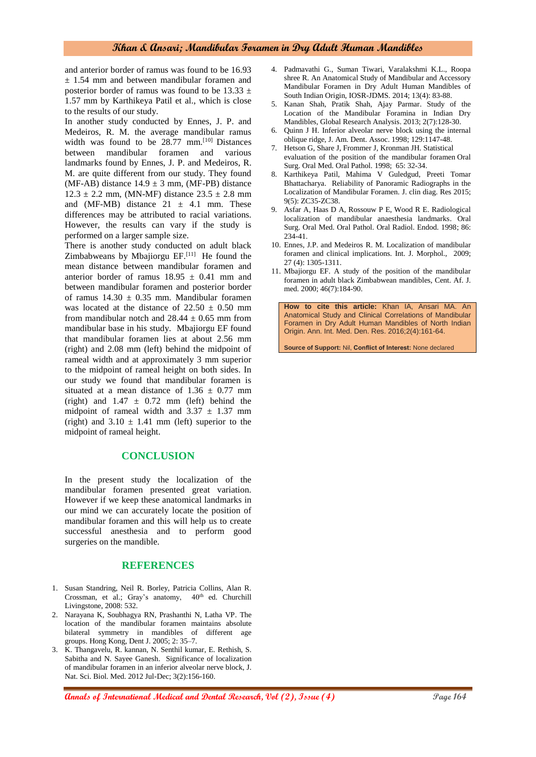and anterior border of ramus was found to be 16.93 ± 1.54 mm and between mandibular foramen and posterior border of ramus was found to be 13.33 ± 1.57 mm by Karthikeya Patil et al., which is close to the results of our study.

In another study conducted by Ennes, J. P. and Medeiros, R. M. the average mandibular ramus width was found to be 28.77 mm.[10] Distances between mandibular foramen and various landmarks found by Ennes, J. P. and Medeiros, R. M. are quite different from our study. They found (MF-AB) distance 14.9 ± 3 mm, (MF-PB) distance 12.3 ± 2.2 mm, (MN-MF) distance 23.5 ± 2.8 mm and (MF-MB) distance 21 ± 4.1 mm. These differences may be attributed to racial variations. However, the results can vary if the study is performed on a larger sample size.

There is another study conducted on adult black Zimbabweans by Mbajiorgu EF.[11] He found the mean distance between mandibular foramen and anterior border of ramus 18.95 ± 0.41 mm and between mandibular foramen and posterior border of ramus 14.30 ± 0.35 mm. Mandibular foramen was located at the distance of 22.50 ± 0.50 mm from mandibular notch and 28.44 ± 0.65 mm from mandibular base in his study. Mbajiorgu EF found that mandibular foramen lies at about 2.56 mm (right) and 2.08 mm (left) behind the midpoint of rameal width and at approximately 3 mm superior to the midpoint of rameal height on both sides. In our study we found that mandibular foramen is situated at a mean distance of 1.36 ± 0.77 mm (right) and 1.47 ± 0.72 mm (left) behind the midpoint of rameal width and 3.37 ± 1.37 mm (right) and 3.10 ± 1.41 mm (left) superior to the midpoint of rameal height.

## CONCLUSION

In the present study the localization of the mandibular foramen presented great variation. However if we keep these anatomical landmarks in our mind we can accurately locate the position of mandibular foramen and this will help us to create successful anesthesia and to perform good surgeries on the mandible.

## REFERENCES

1. Susan Standring, Neil R. Borley, Patricia Collins, Alan R. Crossman, et al.; Gray's anatomy, 40th ed. Churchill Livingstone, 2008: 532.
2. Narayana K, Soubhagya RN, Prashanthi N, Latha VP. The location of the mandibular foramen maintains absolute bilateral symmetry in mandibles of different age groups. Hong Kong, Dent J. 2005; 2: 35–7.
3. K. Thangavelu, R. kannan, N. Senthil kumar, E. Rethish, S. Sabitha and N. Sayee Ganesh. Significance of localization of mandibular foramen in an inferior alveolar nerve block, J. Nat. Sci. Biol. Med. 2012 Jul-Dec; 3(2):156-160.
4. Padmavathi G., Suman Tiwari, Varalakshmi K.L., Roopa shree R. An Anatomical Study of Mandibular and Accessory Mandibular Foramen in Dry Adult Human Mandibles of South Indian Origin, IOSR-JDMS. 2014; 13(4): 83-88.
5. Kanan Shah, Pratik Shah, Ajay Parmar. Study of the Location of the Mandibular Foramina in Indian Dry Mandibles, Global Research Analysis. 2013; 2(7):128-30.
6. Quinn J H. Inferior alveolar nerve block using the internal oblique ridge, J. Am. Dent. Assoc. 1998; 129:1147-48.
7. Hetson G, Share J, Frommer J, Kronman JH. Statistical evaluation of the position of the mandibular foramen Oral Surg. Oral Med. Oral Pathol. 1998; 65: 32-34.
8. Karthikeya Patil, Mahima V Guledgud, Preeti Tomar Bhattacharya. Reliability of Panoramic Radiographs in the Localization of Mandibular Foramen. J. clin diag. Res 2015; 9(5): ZC35-ZC38.
9. Asfar A, Haas D A, Rossouw P E, Wood R E. Radiological localization of mandibular anaesthesia landmarks. Oral Surg. Oral Med. Oral Pathol. Oral Radiol. Endod. 1998; 86: 234-41.
10. Ennes, J.P. and Medeiros R. M. Localization of mandibular foramen and clinical implications. Int. J. Morphol., 2009; 27 (4): 1305-1311.
11. Mbajiorgu EF. A study of the position of the mandibular foramen in adult black Zimbabwean mandibles, Cent. Af. J. med. 2000; 46(7):184-90.

**How to cite this article:** Khan IA, Ansari MA. An Anatomical Study and Clinical Correlations of Mandibular Foramen in Dry Adult Human Mandibles of North Indian Origin. Ann. Int. Med. Den. Res. 2016;2(4):161-64.

**Source of Support:** Nil, **Conflict of Interest:** None declared